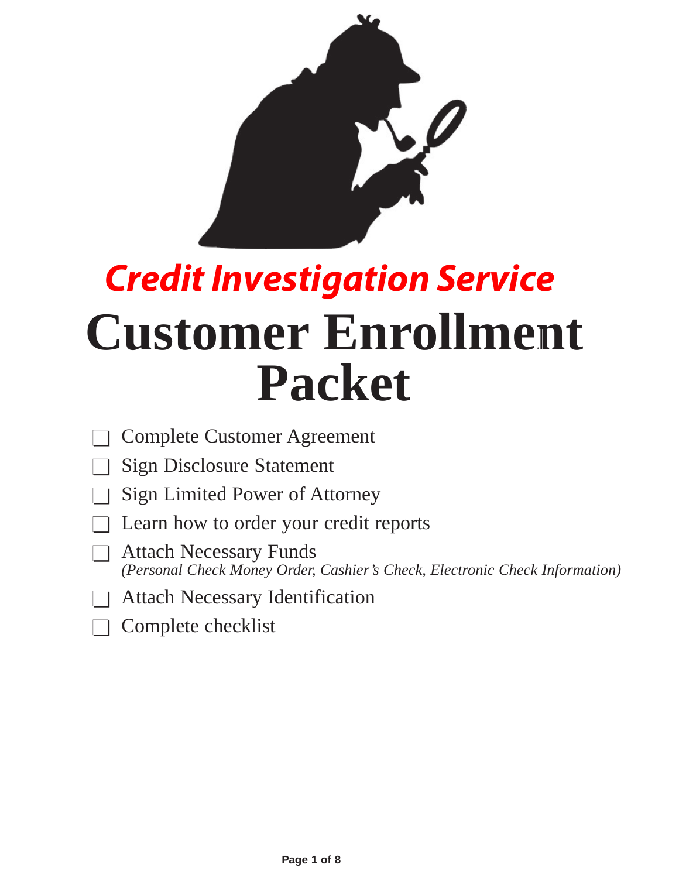## Credit Investigation Service

# Customer Enrollment Packet

- [ ] Complete Customer Agreement
- [ ] Sign Disclosure Statement
- [ ] Sign Limited Power of Attorney
- [ ] Learn how to order your credit reports
- [ ] Attach Necessary Funds
  *(Personal Check Money Order, Cashier's Check, Electronic Check Information)*
- [ ] Attach Necessary Identification
- [ ] Complete checklist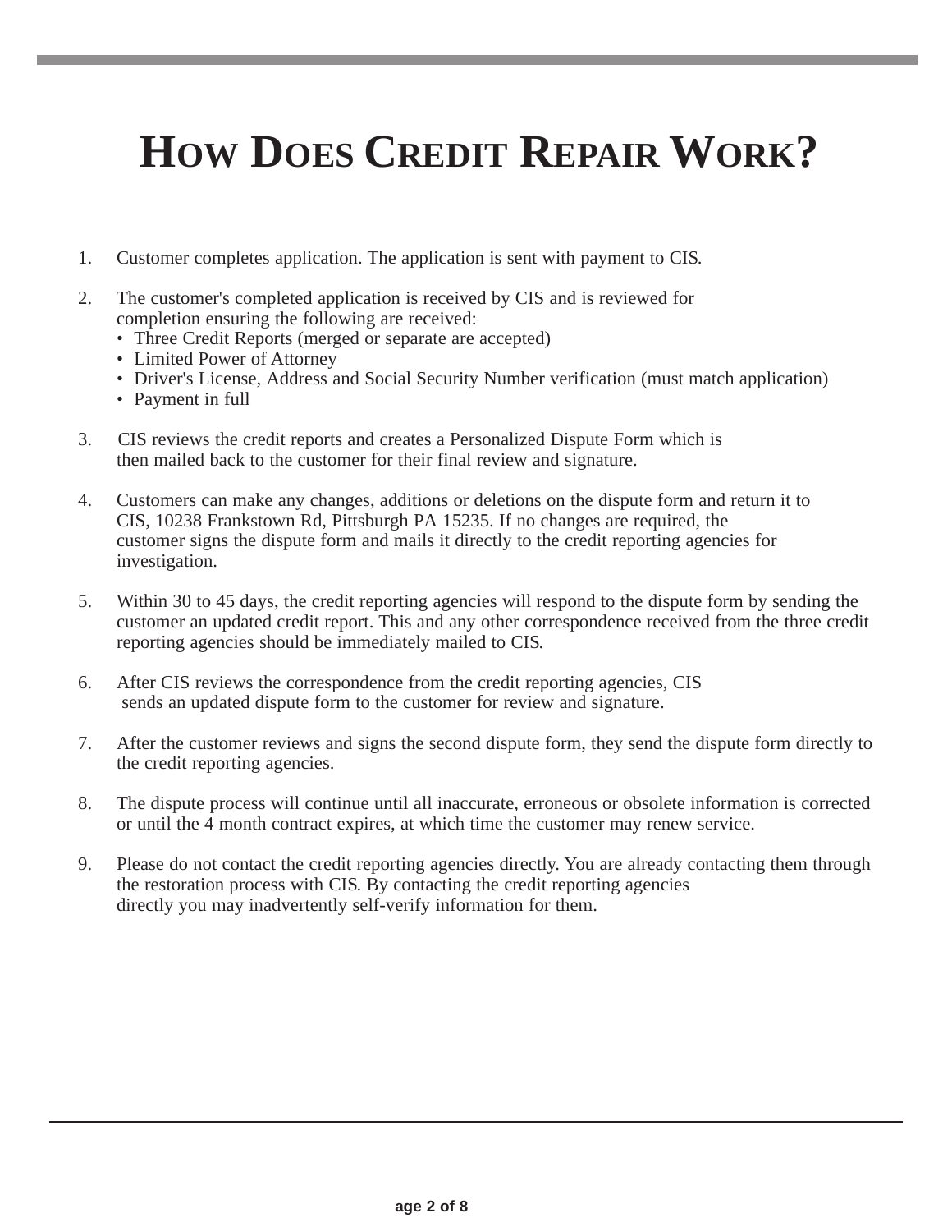# How Does Credit Repair Work?

1. Customer completes application. The application is sent with payment to CIS.

2. The customer's completed application is received by CIS and is reviewed for completion ensuring the following are received:
   - Three Credit Reports (merged or separate are accepted)
   - Limited Power of Attorney
   - Driver's License, Address and Social Security Number verification (must match application)
   - Payment in full

3. CIS reviews the credit reports and creates a Personalized Dispute Form which is then mailed back to the customer for their final review and signature.

4. Customers can make any changes, additions or deletions on the dispute form and return it to CIS, 10238 Frankstown Rd, Pittsburgh PA 15235. If no changes are required, the customer signs the dispute form and mails it directly to the credit reporting agencies for investigation.

5. Within 30 to 45 days, the credit reporting agencies will respond to the dispute form by sending the customer an updated credit report. This and any other correspondence received from the three credit reporting agencies should be immediately mailed to CIS.

6. After CIS reviews the correspondence from the credit reporting agencies, CIS sends an updated dispute form to the customer for review and signature.

7. After the customer reviews and signs the second dispute form, they send the dispute form directly to the credit reporting agencies.

8. The dispute process will continue until all inaccurate, erroneous or obsolete information is corrected or until the 4 month contract expires, at which time the customer may renew service.

9. Please do not contact the credit reporting agencies directly. You are already contacting them through the restoration process with CIS. By contacting the credit reporting agencies directly you may inadvertently self-verify information for them.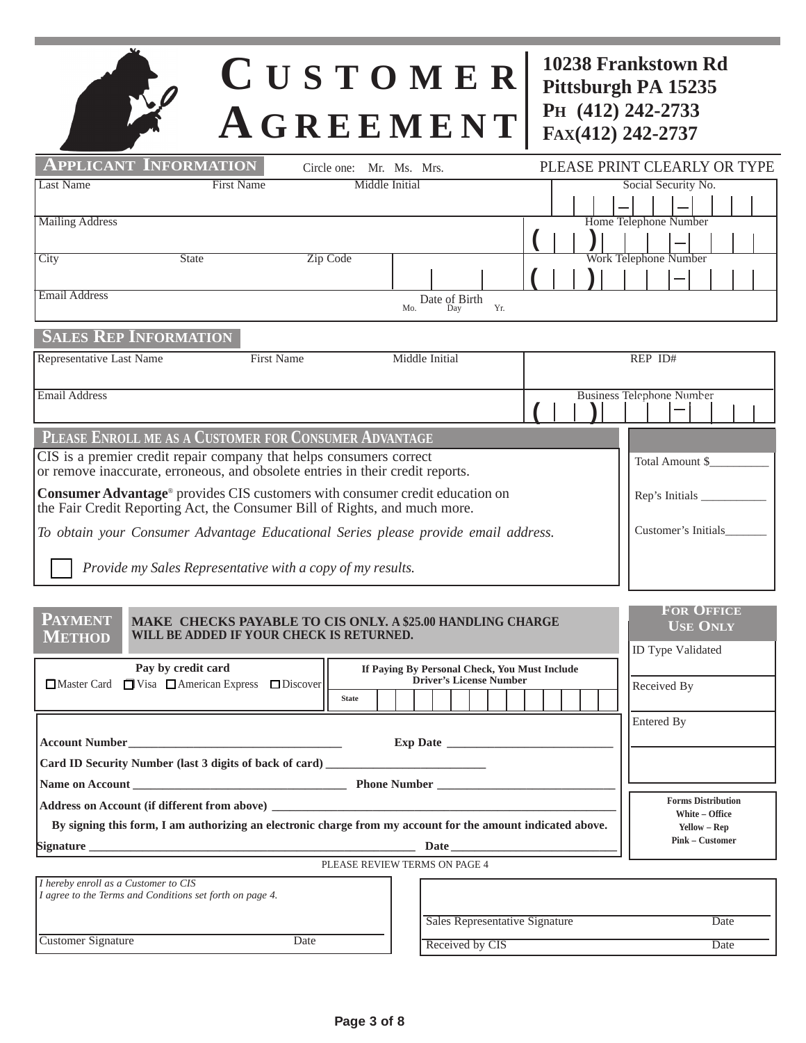# CUSTOMER AGREEMENT

10238 Frankstown Rd
Pittsburgh PA 15235
PH (412) 242-2733
FAX(412) 242-2737

## APPLICANT INFORMATION

Circle one: Mr. Ms. Mrs.

PLEASE PRINT CLEARLY OR TYPE

| Last Name | First Name | Middle Initial | Social Security No. |
|---|---|---|---|
| | | | |
| Mailing Address | | | Home Telephone Number |
| | | | ( ) – |
| City | State | Zip Code | Work Telephone Number |
| | | | ( ) – |
| Email Address | | Date of Birth (Mo. Day Yr.) | |

## SALES REP INFORMATION

| Representative Last Name | First Name | Middle Initial | REP ID# |
|---|---|---|---|
| | | | |
| Email Address | | | Business Telephone Number |
| | | | ( ) – |

## PLEASE ENROLL ME AS A CUSTOMER FOR CONSUMER ADVANTAGE

CIS is a premier credit repair company that helps consumers correct or remove inaccurate, erroneous, and obsolete entries in their credit reports.

**Consumer Advantage**® provides CIS customers with consumer credit education on the Fair Credit Reporting Act, the Consumer Bill of Rights, and much more.

*To obtain your Consumer Advantage Educational Series please provide email address.*

☐ *Provide my Sales Representative with a copy of my results.*

Total Amount $__________

Rep's Initials ___________

Customer's Initials_______

## PAYMENT METHOD

**MAKE CHECKS PAYABLE TO CIS ONLY. A $25.00 HANDLING CHARGE WILL BE ADDED IF YOUR CHECK IS RETURNED.**

**Pay by credit card**

☐ Master Card ☐ Visa ☐ American Express ☐ Discover

**If Paying By Personal Check, You Must Include Driver's License Number**

**State**

**Account Number**___________________________________ **Exp Date** ____________________________

**Card ID Security Number (last 3 digits of back of card)** ___________________________

**Name on Account** ___________________________________ **Phone Number** ______________________________

**Address on Account (if different from above)** ___________________________________________________________

**By signing this form, I am authorizing an electronic charge from my account for the amount indicated above.**

**Signature** _______________________________________________________ **Date** ___________________________

PLEASE REVIEW TERMS ON PAGE 4

### FOR OFFICE USE ONLY

ID Type Validated

Received By

Entered By

**Forms Distribution**
**White – Office**
**Yellow – Rep**
**Pink – Customer**

*I hereby enroll as a Customer to CIS*
*I agree to the Terms and Conditions set forth on page 4.*

Customer Signature ______________________ Date ________

Sales Representative Signature ______________________ Date ________

Received by CIS ______________________ Date ________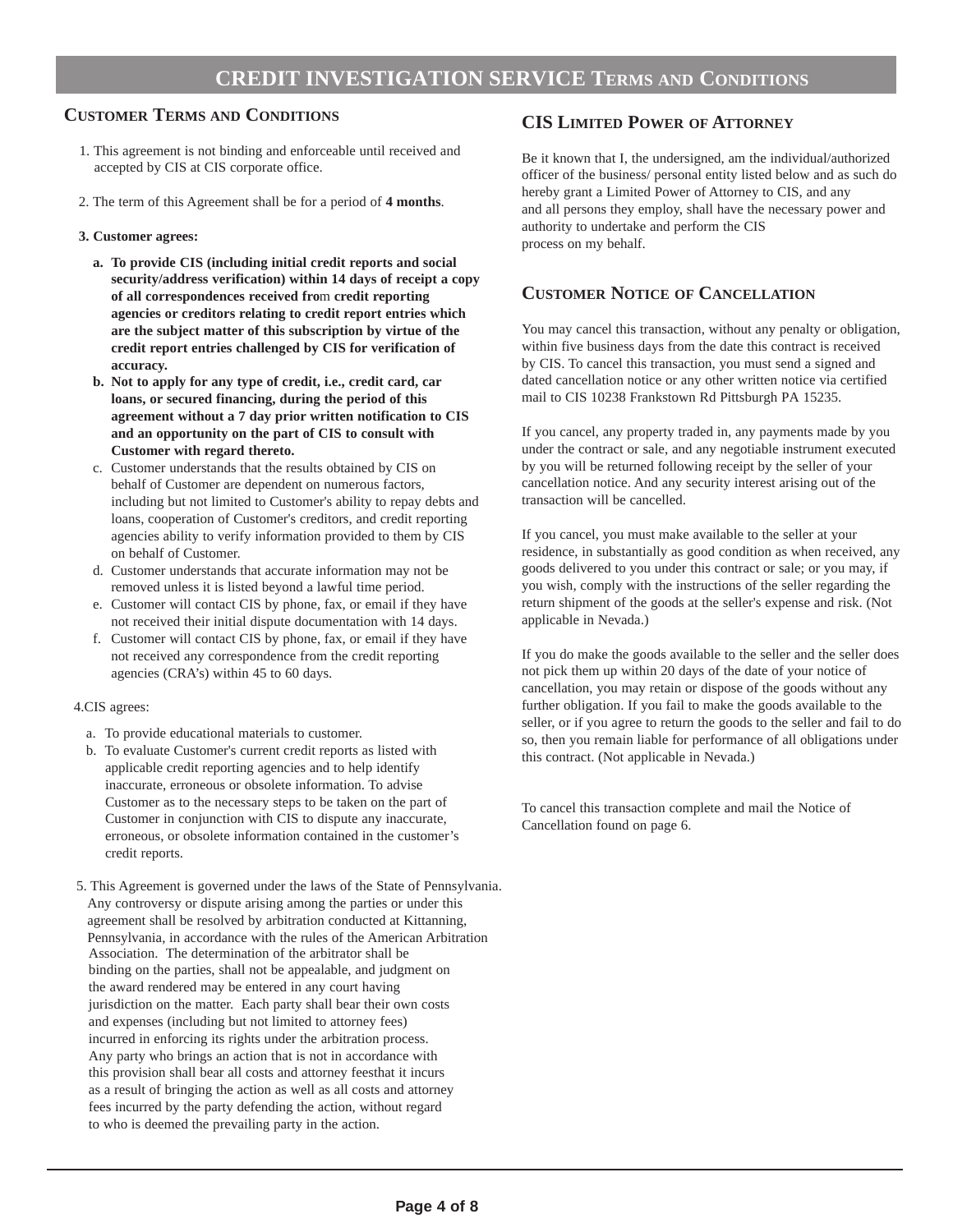# CREDIT INVESTIGATION SERVICE TERMS AND CONDITIONS

## CUSTOMER TERMS AND CONDITIONS

1. This agreement is not binding and enforceable until received and accepted by CIS at CIS corporate office.

2. The term of this Agreement shall be for a period of **4 months**.

3. **Customer agrees:**

   a. **To provide CIS (including initial credit reports and social security/address verification) within 14 days of receipt a copy of all correspondences received from credit reporting agencies or creditors relating to credit report entries which are the subject matter of this subscription by virtue of the credit report entries challenged by CIS for verification of accuracy.**
   
   b. **Not to apply for any type of credit, i.e., credit card, car loans, or secured financing, during the period of this agreement without a 7 day prior written notification to CIS and an opportunity on the part of CIS to consult with Customer with regard thereto.**
   
   c. Customer understands that the results obtained by CIS on behalf of Customer are dependent on numerous factors, including but not limited to Customer's ability to repay debts and loans, cooperation of Customer's creditors, and credit reporting agencies ability to verify information provided to them by CIS on behalf of Customer.
   
   d. Customer understands that accurate information may not be removed unless it is listed beyond a lawful time period.
   
   e. Customer will contact CIS by phone, fax, or email if they have not received their initial dispute documentation with 14 days.
   
   f. Customer will contact CIS by phone, fax, or email if they have not received any correspondence from the credit reporting agencies (CRA's) within 45 to 60 days.

4. CIS agrees:

   a. To provide educational materials to customer.
   
   b. To evaluate Customer's current credit reports as listed with applicable credit reporting agencies and to help identify inaccurate, erroneous or obsolete information. To advise Customer as to the necessary steps to be taken on the part of Customer in conjunction with CIS to dispute any inaccurate, erroneous, or obsolete information contained in the customer's credit reports.

5. This Agreement is governed under the laws of the State of Pennsylvania. Any controversy or dispute arising among the parties or under this agreement shall be resolved by arbitration conducted at Kittanning, Pennsylvania, in accordance with the rules of the American Arbitration Association. The determination of the arbitrator shall be binding on the parties, shall not be appealable, and judgment on the award rendered may be entered in any court having jurisdiction on the matter. Each party shall bear their own costs and expenses (including but not limited to attorney fees) incurred in enforcing its rights under the arbitration process. Any party who brings an action that is not in accordance with this provision shall bear all costs and attorney feesthat it incurs as a result of bringing the action as well as all costs and attorney fees incurred by the party defending the action, without regard to who is deemed the prevailing party in the action.

## CIS LIMITED POWER OF ATTORNEY

Be it known that I, the undersigned, am the individual/authorized officer of the business/ personal entity listed below and as such do hereby grant a Limited Power of Attorney to CIS, and any and all persons they employ, shall have the necessary power and authority to undertake and perform the CIS process on my behalf.

## CUSTOMER NOTICE OF CANCELLATION

You may cancel this transaction, without any penalty or obligation, within five business days from the date this contract is received by CIS. To cancel this transaction, you must send a signed and dated cancellation notice or any other written notice via certified mail to CIS 10238 Frankstown Rd Pittsburgh PA 15235.

If you cancel, any property traded in, any payments made by you under the contract or sale, and any negotiable instrument executed by you will be returned following receipt by the seller of your cancellation notice. And any security interest arising out of the transaction will be cancelled.

If you cancel, you must make available to the seller at your residence, in substantially as good condition as when received, any goods delivered to you under this contract or sale; or you may, if you wish, comply with the instructions of the seller regarding the return shipment of the goods at the seller's expense and risk. (Not applicable in Nevada.)

If you do make the goods available to the seller and the seller does not pick them up within 20 days of the date of your notice of cancellation, you may retain or dispose of the goods without any further obligation. If you fail to make the goods available to the seller, or if you agree to return the goods to the seller and fail to do so, then you remain liable for performance of all obligations under this contract. (Not applicable in Nevada.)

To cancel this transaction complete and mail the Notice of Cancellation found on page 6.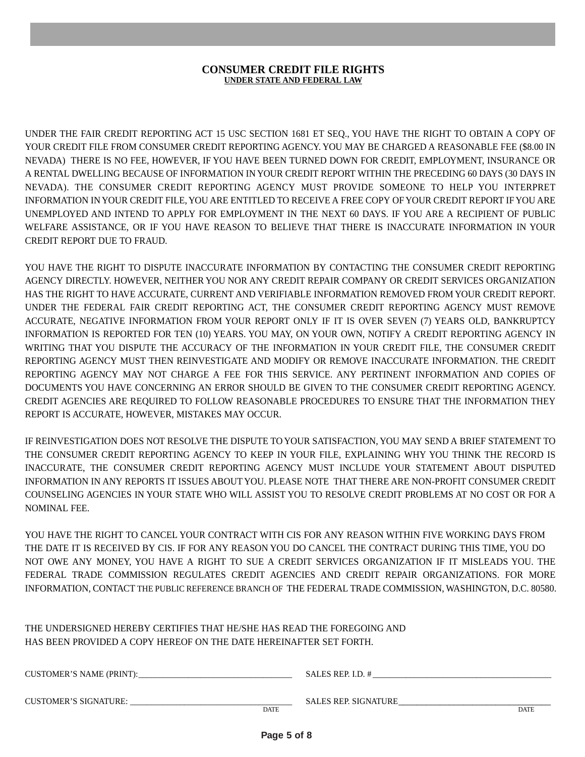# CONSUMER CREDIT FILE RIGHTS

**UNDER STATE AND FEDERAL LAW**

UNDER THE FAIR CREDIT REPORTING ACT 15 USC SECTION 1681 ET SEQ., YOU HAVE THE RIGHT TO OBTAIN A COPY OF YOUR CREDIT FILE FROM CONSUMER CREDIT REPORTING AGENCY. YOU MAY BE CHARGED A REASONABLE FEE ($8.00 IN NEVADA) THERE IS NO FEE, HOWEVER, IF YOU HAVE BEEN TURNED DOWN FOR CREDIT, EMPLOYMENT, INSURANCE OR A RENTAL DWELLING BECAUSE OF INFORMATION IN YOUR CREDIT REPORT WITHIN THE PRECEDING 60 DAYS (30 DAYS IN NEVADA). THE CONSUMER CREDIT REPORTING AGENCY MUST PROVIDE SOMEONE TO HELP YOU INTERPRET INFORMATION IN YOUR CREDIT FILE, YOU ARE ENTITLED TO RECEIVE A FREE COPY OF YOUR CREDIT REPORT IF YOU ARE UNEMPLOYED AND INTEND TO APPLY FOR EMPLOYMENT IN THE NEXT 60 DAYS. IF YOU ARE A RECIPIENT OF PUBLIC WELFARE ASSISTANCE, OR IF YOU HAVE REASON TO BELIEVE THAT THERE IS INACCURATE INFORMATION IN YOUR CREDIT REPORT DUE TO FRAUD.

YOU HAVE THE RIGHT TO DISPUTE INACCURATE INFORMATION BY CONTACTING THE CONSUMER CREDIT REPORTING AGENCY DIRECTLY. HOWEVER, NEITHER YOU NOR ANY CREDIT REPAIR COMPANY OR CREDIT SERVICES ORGANIZATION HAS THE RIGHT TO HAVE ACCURATE, CURRENT AND VERIFIABLE INFORMATION REMOVED FROM YOUR CREDIT REPORT. UNDER THE FEDERAL FAIR CREDIT REPORTING ACT, THE CONSUMER CREDIT REPORTING AGENCY MUST REMOVE ACCURATE, NEGATIVE INFORMATION FROM YOUR REPORT ONLY IF IT IS OVER SEVEN (7) YEARS OLD, BANKRUPTCY INFORMATION IS REPORTED FOR TEN (10) YEARS. YOU MAY, ON YOUR OWN, NOTIFY A CREDIT REPORTING AGENCY IN WRITING THAT YOU DISPUTE THE ACCURACY OF THE INFORMATION IN YOUR CREDIT FILE, THE CONSUMER CREDIT REPORTING AGENCY MUST THEN REINVESTIGATE AND MODIFY OR REMOVE INACCURATE INFORMATION. THE CREDIT REPORTING AGENCY MAY NOT CHARGE A FEE FOR THIS SERVICE. ANY PERTINENT INFORMATION AND COPIES OF DOCUMENTS YOU HAVE CONCERNING AN ERROR SHOULD BE GIVEN TO THE CONSUMER CREDIT REPORTING AGENCY. CREDIT AGENCIES ARE REQUIRED TO FOLLOW REASONABLE PROCEDURES TO ENSURE THAT THE INFORMATION THEY REPORT IS ACCURATE, HOWEVER, MISTAKES MAY OCCUR.

IF REINVESTIGATION DOES NOT RESOLVE THE DISPUTE TO YOUR SATISFACTION, YOU MAY SEND A BRIEF STATEMENT TO THE CONSUMER CREDIT REPORTING AGENCY TO KEEP IN YOUR FILE, EXPLAINING WHY YOU THINK THE RECORD IS INACCURATE, THE CONSUMER CREDIT REPORTING AGENCY MUST INCLUDE YOUR STATEMENT ABOUT DISPUTED INFORMATION IN ANY REPORTS IT ISSUES ABOUT YOU. PLEASE NOTE THAT THERE ARE NON-PROFIT CONSUMER CREDIT COUNSELING AGENCIES IN YOUR STATE WHO WILL ASSIST YOU TO RESOLVE CREDIT PROBLEMS AT NO COST OR FOR A NOMINAL FEE.

YOU HAVE THE RIGHT TO CANCEL YOUR CONTRACT WITH CIS FOR ANY REASON WITHIN FIVE WORKING DAYS FROM THE DATE IT IS RECEIVED BY CIS. IF FOR ANY REASON YOU DO CANCEL THE CONTRACT DURING THIS TIME, YOU DO NOT OWE ANY MONEY, YOU HAVE A RIGHT TO SUE A CREDIT SERVICES ORGANIZATION IF IT MISLEADS YOU. THE FEDERAL TRADE COMMISSION REGULATES CREDIT AGENCIES AND CREDIT REPAIR ORGANIZATIONS. FOR MORE INFORMATION, CONTACT THE PUBLIC REFERENCE BRANCH OF THE FEDERAL TRADE COMMISSION, WASHINGTON, D.C. 80580.

THE UNDERSIGNED HEREBY CERTIFIES THAT HE/SHE HAS READ THE FOREGOING AND HAS BEEN PROVIDED A COPY HEREOF ON THE DATE HEREINAFTER SET FORTH.

CUSTOMER'S NAME (PRINT):___________________________________ SALES REP. I.D. #_________________________________________

CUSTOMER'S SIGNATURE: _____________________________________ SALES REP. SIGNATURE___________________________________

DATE DATE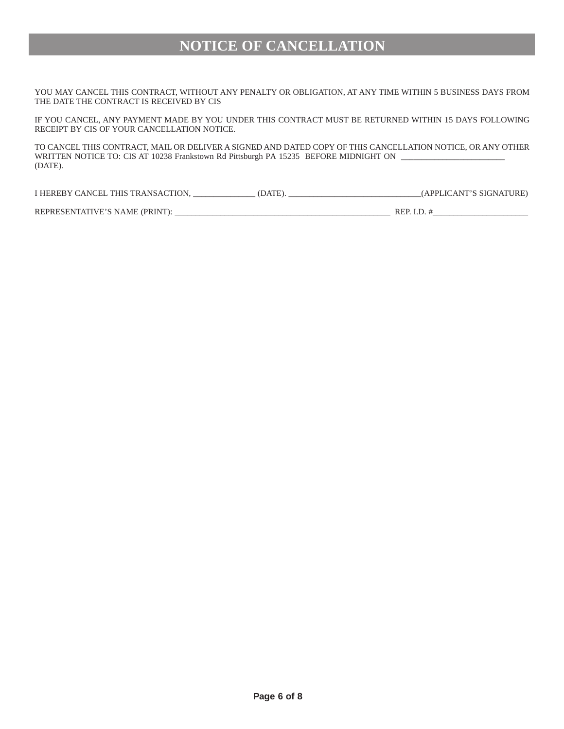# NOTICE OF CANCELLATION

YOU MAY CANCEL THIS CONTRACT, WITHOUT ANY PENALTY OR OBLIGATION, AT ANY TIME WITHIN 5 BUSINESS DAYS FROM THE DATE THE CONTRACT IS RECEIVED BY CIS

IF YOU CANCEL, ANY PAYMENT MADE BY YOU UNDER THIS CONTRACT MUST BE RETURNED WITHIN 15 DAYS FOLLOWING RECEIPT BY CIS OF YOUR CANCELLATION NOTICE.

TO CANCEL THIS CONTRACT, MAIL OR DELIVER A SIGNED AND DATED COPY OF THIS CANCELLATION NOTICE, OR ANY OTHER WRITTEN NOTICE TO: CIS AT 10238 Frankstown Rd Pittsburgh PA 15235 BEFORE MIDNIGHT ON _________________________ (DATE).

I HEREBY CANCEL THIS TRANSACTION, _______________ (DATE). ________________________________(APPLICANT'S SIGNATURE)

REPRESENTATIVE'S NAME (PRINT): ______________________________________________________ REP. I.D. #________________________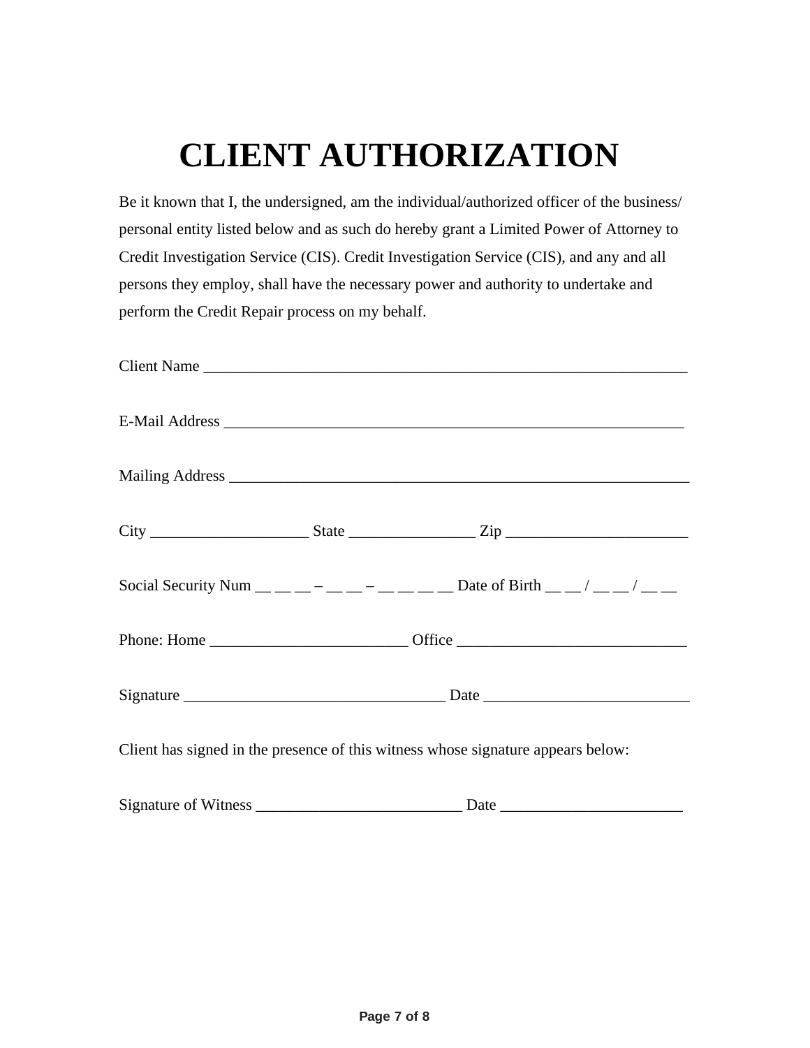# CLIENT AUTHORIZATION

Be it known that I, the undersigned, am the individual/authorized officer of the business/ personal entity listed below and as such do hereby grant a Limited Power of Attorney to Credit Investigation Service (CIS). Credit Investigation Service (CIS), and any and all persons they employ, shall have the necessary power and authority to undertake and perform the Credit Repair process on my behalf.

Client Name _______________________________________________________________

E-Mail Address ____________________________________________________________

Mailing Address ____________________________________________________________

City ____________________ State ________________ Zip _______________________

Social Security Num __ __ __ – __ __ – __ __ __ __ Date of Birth __ __ / __ __ / __ __

Phone: Home _________________________ Office _____________________________

Signature _________________________________ Date __________________________

Client has signed in the presence of this witness whose signature appears below:

Signature of Witness __________________________ Date _______________________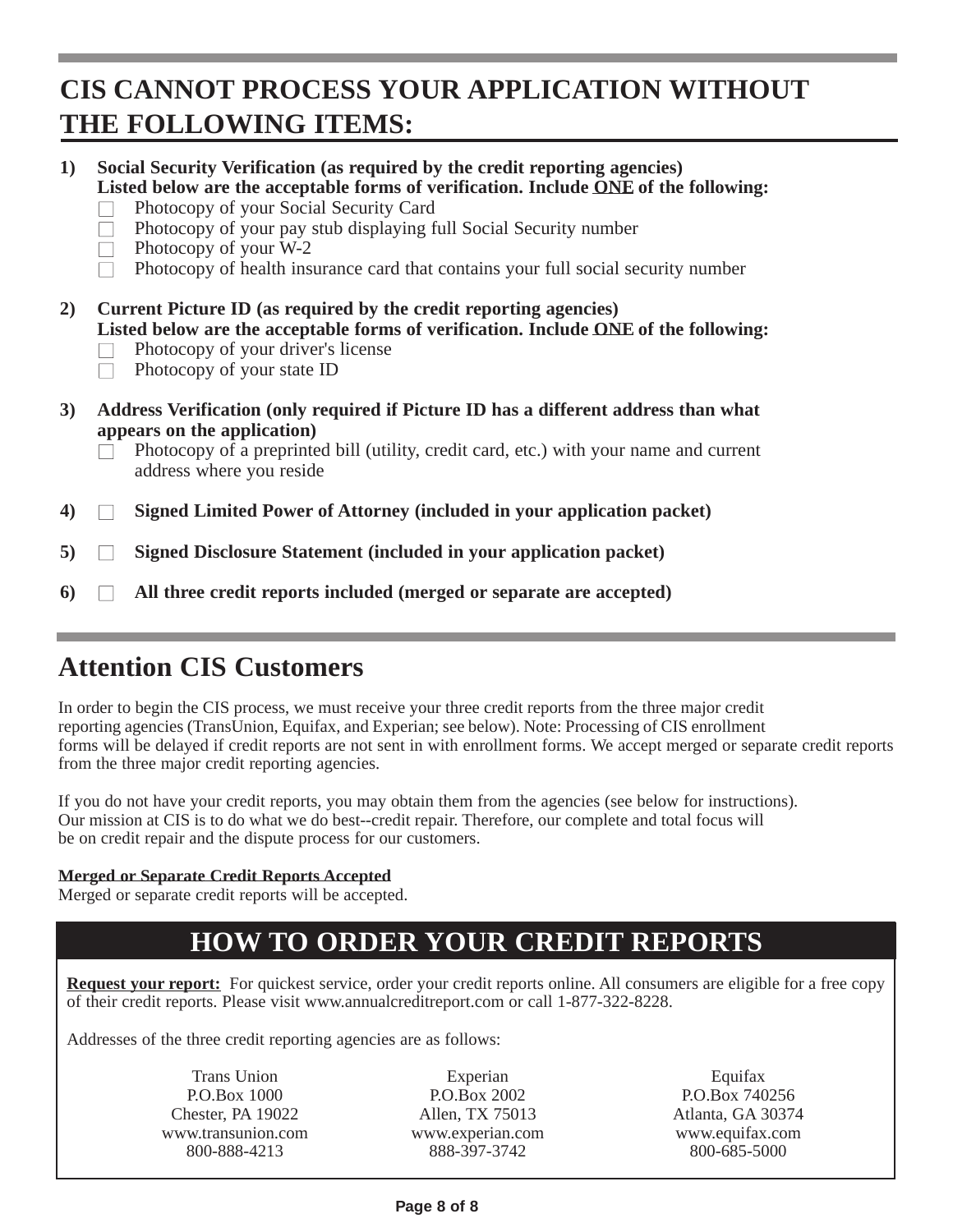# CIS CANNOT PROCESS YOUR APPLICATION WITHOUT THE FOLLOWING ITEMS:

1) **Social Security Verification (as required by the credit reporting agencies)**
   **Listed below are the acceptable forms of verification. Include ONE of the following:**
   - ☐ Photocopy of your Social Security Card
   - ☐ Photocopy of your pay stub displaying full Social Security number
   - ☐ Photocopy of your W-2
   - ☐ Photocopy of health insurance card that contains your full social security number

2) **Current Picture ID (as required by the credit reporting agencies)**
   **Listed below are the acceptable forms of verification. Include ONE of the following:**
   - ☐ Photocopy of your driver's license
   - ☐ Photocopy of your state ID

3) **Address Verification (only required if Picture ID has a different address than what appears on the application)**
   - ☐ Photocopy of a preprinted bill (utility, credit card, etc.) with your name and current address where you reside

4) ☐ **Signed Limited Power of Attorney (included in your application packet)**

5) ☐ **Signed Disclosure Statement (included in your application packet)**

6) ☐ **All three credit reports included (merged or separate are accepted)**

# Attention CIS Customers

In order to begin the CIS process, we must receive your three credit reports from the three major credit reporting agencies (TransUnion, Equifax, and Experian; see below). Note: Processing of CIS enrollment forms will be delayed if credit reports are not sent in with enrollment forms. We accept merged or separate credit reports from the three major credit reporting agencies.

If you do not have your credit reports, you may obtain them from the agencies (see below for instructions). Our mission at CIS is to do what we do best--credit repair. Therefore, our complete and total focus will be on credit repair and the dispute process for our customers.

**Merged or Separate Credit Reports Accepted**
Merged or separate credit reports will be accepted.

## HOW TO ORDER YOUR CREDIT REPORTS

**Request your report:** For quickest service, order your credit reports online. All consumers are eligible for a free copy of their credit reports. Please visit www.annualcreditreport.com or call 1-877-322-8228.

Addresses of the three credit reporting agencies are as follows:

| | | |
|---|---|---|
| Trans Union | Experian | Equifax |
| P.O.Box 1000 | P.O.Box 2002 | P.O.Box 740256 |
| Chester, PA 19022 | Allen, TX 75013 | Atlanta, GA 30374 |
| www.transunion.com | www.experian.com | www.equifax.com |
| 800-888-4213 | 888-397-3742 | 800-685-5000 |